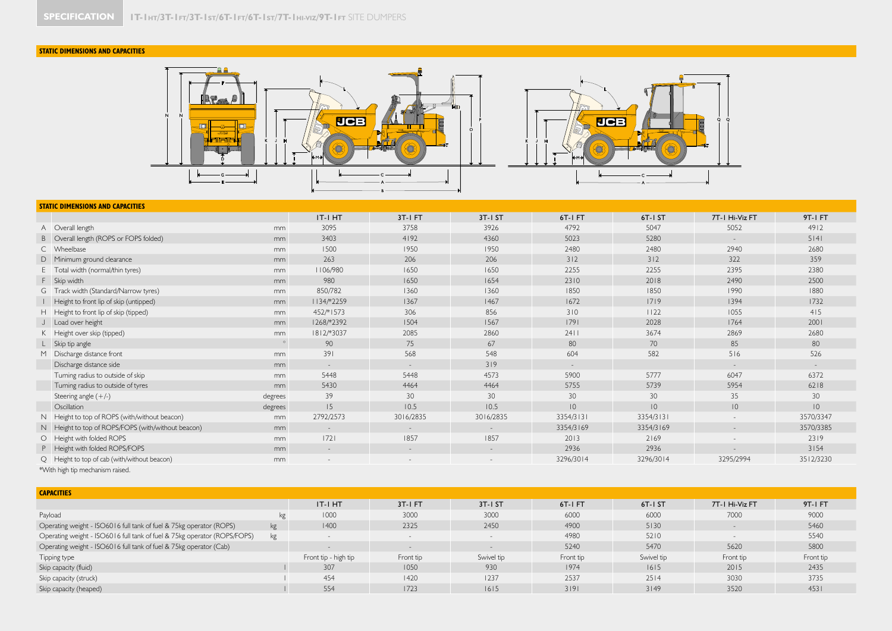SPECIFICATION 1T-1 HT/3T-1 FT/3T-1 ST/6T-1 FT/6T-1 ST/7T-1 HI-VIZ/9T-1 FT SITE DUMPERS

## STATIC DIMENSIONS AND CAPACITIES

## STATIC DIMENSIONS AND CAPACITIES

| | | | 1T-1 HT | 3T-1 FT | 3T-1 ST | 6T-1 FT | 6T-1 ST | 7T-1 Hi-Viz FT | 9T-1 FT |
|---|---|---|---|---|---|---|---|---|---|
| A | Overall length | mm | 3095 | 3758 | 3926 | 4792 | 5047 | 5052 | 4912 |
| B | Overall length (ROPS or FOPS folded) | mm | 3403 | 4192 | 4360 | 5023 | 5280 | - | 5141 |
| C | Wheelbase | mm | 1500 | 1950 | 1950 | 2480 | 2480 | 2940 | 2680 |
| D | Minimum ground clearance | mm | 263 | 206 | 206 | 312 | 312 | 322 | 359 |
| E | Total width (normal/thin tyres) | mm | 1106/980 | 1650 | 1650 | 2255 | 2255 | 2395 | 2380 |
| F | Skip width | mm | 980 | 1650 | 1654 | 2310 | 2018 | 2490 | 2500 |
| G | Track width (Standard/Narrow tyres) | mm | 850/782 | 1360 | 1360 | 1850 | 1850 | 1990 | 1880 |
| I | Height to front lip of skip (untipped) | mm | 1134/*2259 | 1367 | 1467 | 1672 | 1719 | 1394 | 1732 |
| H | Height to front lip of skip (tipped) | mm | 452/*1573 | 306 | 856 | 310 | 1122 | 1055 | 415 |
| J | Load over height | mm | 1268/*2392 | 1504 | 1567 | 1791 | 2028 | 1764 | 2001 |
| K | Height over skip (tipped) | mm | 1812/*3037 | 2085 | 2860 | 2411 | 3674 | 2869 | 2680 |
| L | Skip tip angle | ° | 90 | 75 | 67 | 80 | 70 | 85 | 80 |
| M | Discharge distance front | mm | 391 | 568 | 548 | 604 | 582 | 516 | 526 |
| | Discharge distance side | mm | - | - | 319 | - | | - | - |
| | Turning radius to outside of skip | mm | 5448 | 5448 | 4573 | 5900 | 5777 | 6047 | 6372 |
| | Turning radius to outside of tyres | mm | 5430 | 4464 | 4464 | 5755 | 5739 | 5954 | 6218 |
| | Steering angle (+/-) | degrees | 39 | 30 | 30 | 30 | 30 | 35 | 30 |
| | Oscillation | degrees | 15 | 10.5 | 10.5 | 10 | 10 | 10 | 10 |
| N | Height to top of ROPS (with/without beacon) | mm | 2792/2573 | 3016/2835 | 3016/2835 | 3354/3131 | 3354/3131 | - | 3570/3347 |
| N | Height to top of ROPS/FOPS (with/without beacon) | mm | - | - | - | 3354/3169 | 3354/3169 | - | 3570/3385 |
| O | Height with folded ROPS | mm | 1721 | 1857 | 1857 | 2013 | 2169 | - | 2319 |
| P | Height with folded ROPS/FOPS | mm | - | - | - | 2936 | 2936 | - | 3154 |
| Q | Height to top of cab (with/without beacon) | mm | - | - | - | 3296/3014 | 3296/3014 | 3295/2994 | 3512/3230 |

*With high tip mechanism raised.

## CAPACITIES

| | | 1T-1 HT | 3T-1 FT | 3T-1 ST | 6T-1 FT | 6T-1 ST | 7T-1 Hi-Viz FT | 9T-1 FT |
|---|---|---|---|---|---|---|---|---|
| Payload | kg | 1000 | 3000 | 3000 | 6000 | 6000 | 7000 | 9000 |
| Operating weight - ISO6016 full tank of fuel & 75kg operator (ROPS) | kg | 1400 | 2325 | 2450 | 4900 | 5130 | - | 5460 |
| Operating weight - ISO6016 full tank of fuel & 75kg operator (ROPS/FOPS) | kg | - | - | - | 4980 | 5210 | - | 5540 |
| Operating weight - ISO6016 full tank of fuel & 75kg operator (Cab) | | - | - | - | 5240 | 5470 | 5620 | 5800 |
| Tipping type | | Front tip - high tip | Front tip | Swivel tip | Front tip | Swivel tip | Front tip | Front tip |
| Skip capacity (fluid) | l | 307 | 1050 | 930 | 1974 | 1615 | 2015 | 2435 |
| Skip capacity (struck) | l | 454 | 1420 | 1237 | 2537 | 2514 | 3030 | 3735 |
| Skip capacity (heaped) | l | 554 | 1723 | 1615 | 3191 | 3149 | 3520 | 4531 |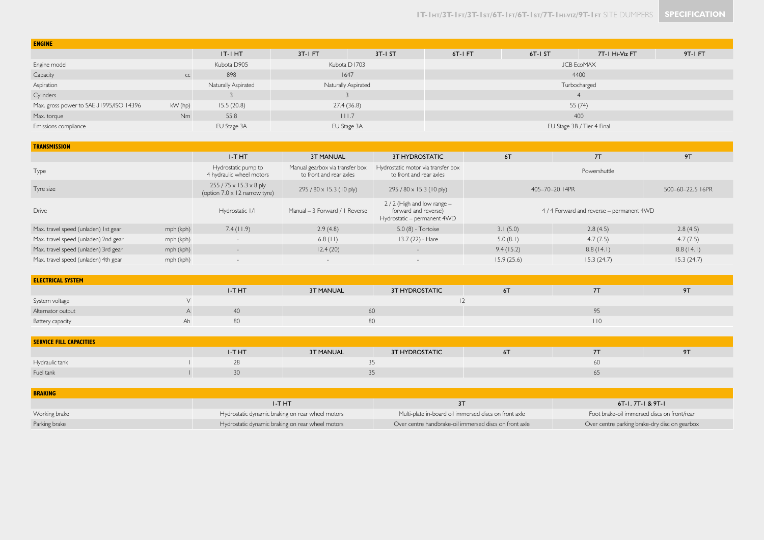## ENGINE

| | | 1T-1 HT | 3T-1 FT | 3T-1 ST | 6T-1 FT | 6T-1 ST | 7T-1 Hi-Viz FT | 9T-1 FT |
|---|---|---|---|---|---|---|---|---|
| Engine model | | Kubota D905 | Kubota D1703 | | JCB EcoMAX | | | |
| Capacity | cc | 898 | 1647 | | 4400 | | | |
| Aspiration | | Naturally Aspirated | Naturally Aspirated | | Turbocharged | | | |
| Cylinders | | 3 | 3 | | 4 | | | |
| Max. gross power to SAE J1995/ISO 14396 | kW (hp) | 15.5 (20.8) | 27.4 (36.8) | | 55 (74) | | | |
| Max. torque | Nm | 55.8 | 111.7 | | 400 | | | |
| Emissions compliance | | EU Stage 3A | EU Stage 3A | | EU Stage 3B / Tier 4 Final | | | |

## TRANSMISSION

| | | 1-T HT | 3T MANUAL | 3T HYDROSTATIC | 6T | 7T | 9T |
|---|---|---|---|---|---|---|---|
| Type | | Hydrostatic pump to 4 hydraulic wheel motors | Manual gearbox via transfer box to front and rear axles | Hydrostatic motor via transfer box to front and rear axles | Powershuttle | | |
| Tyre size | | 255 / 75 x 15.3 x 8 ply (option 7.0 x 12 narrow tyre) | 295 / 80 x 15.3 (10 ply) | 295 / 80 x 15.3 (10 ply) | 405–70–20 14PR | | 500–60–22.5 16PR |
| Drive | | Hydrostatic 1/1 | Manual – 3 Forward / 1 Reverse | 2 / 2 (High and low range – forward and reverse) Hydrostatic – permanent 4WD | 4 / 4 Forward and reverse – permanent 4WD | | |
| Max. travel speed (unladen) 1st gear | mph (kph) | 7.4 (11.9) | 2.9 (4.8) | 5.0 (8) - Tortoise | 3.1 (5.0) | 2.8 (4.5) | 2.8 (4.5) |
| Max. travel speed (unladen) 2nd gear | mph (kph) | - | 6.8 (11) | 13.7 (22) - Hare | 5.0 (8.1) | 4.7 (7.5) | 4.7 (7.5) |
| Max. travel speed (unladen) 3rd gear | mph (kph) | - | 12.4 (20) | - | 9.4 (15.2) | 8.8 (14.1) | 8.8 (14.1) |
| Max. travel speed (unladen) 4th gear | mph (kph) | - | - | - | 15.9 (25.6) | 15.3 (24.7) | 15.3 (24.7) |

## ELECTRICAL SYSTEM

| | | 1-T HT | 3T MANUAL | 3T HYDROSTATIC | 6T | 7T | 9T |
|---|---|---|---|---|---|---|---|
| System voltage | V | 12 | | | | | |
| Alternator output | A | 40 | 60 | | 95 | | |
| Battery capacity | Ah | 80 | 80 | | 110 | | |

## SERVICE FILL CAPACITIES

| | | 1-T HT | 3T MANUAL | 3T HYDROSTATIC | 6T | 7T | 9T |
|---|---|---|---|---|---|---|---|
| Hydraulic tank | l | 28 | 35 | | 60 | | |
| Fuel tank | l | 30 | 35 | | 65 | | |

## BRAKING

| | 1-T HT | 3T | 6T-1, 7T-1 & 9T-1 |
|---|---|---|---|
| Working brake | Hydrostatic dynamic braking on rear wheel motors | Multi-plate in-board oil immersed discs on front axle | Foot brake-oil immersed discs on front/rear |
| Parking brake | Hydrostatic dynamic braking on rear wheel motors | Over centre handbrake-oil immersed discs on front axle | Over centre parking brake-dry disc on gearbox |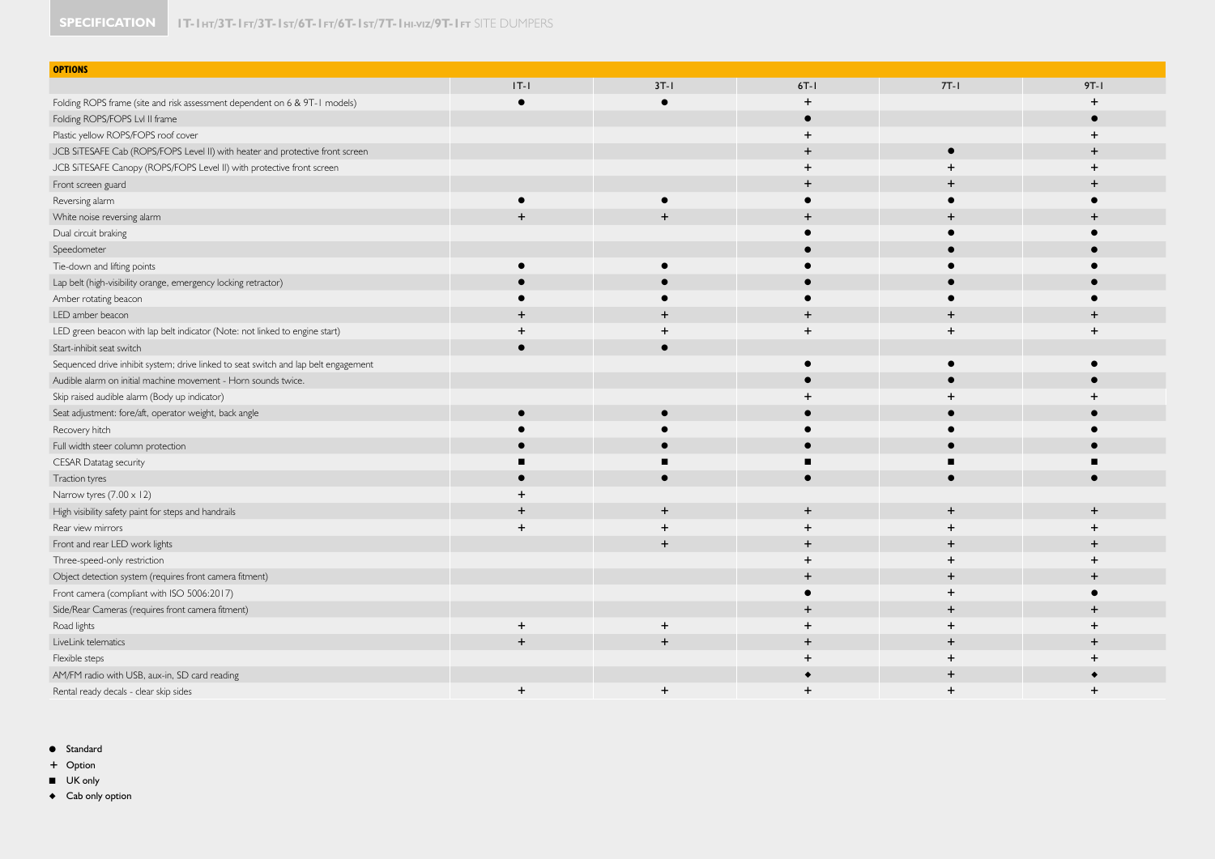**SPECIFICATION** 1T-1HT/3T-1FT/3T-1ST/6T-1FT/6T-1ST/7T-1HI-VIZ/9T-1FT SITE DUMPERS

## OPTIONS

| | 1T-1 | 3T-1 | 6T-1 | 7T-1 | 9T-1 |
|---|---|---|---|---|---|
| Folding ROPS frame (site and risk assessment dependent on 6 & 9T-1 models) | ● | ● | + | | + |
| Folding ROPS/FOPS Lvl II frame | | | ● | | ● |
| Plastic yellow ROPS/FOPS roof cover | | | + | | + |
| JCB SiTESAFE Cab (ROPS/FOPS Level II) with heater and protective front screen | | | + | ● | + |
| JCB SiTESAFE Canopy (ROPS/FOPS Level II) with protective front screen | | | + | + | + |
| Front screen guard | | | + | + | + |
| Reversing alarm | ● | ● | ● | ● | ● |
| White noise reversing alarm | + | + | + | + | + |
| Dual circuit braking | | | ● | ● | ● |
| Speedometer | | | ● | ● | ● |
| Tie-down and lifting points | ● | ● | ● | ● | ● |
| Lap belt (high-visibility orange, emergency locking retractor) | ● | ● | ● | ● | ● |
| Amber rotating beacon | ● | ● | ● | ● | ● |
| LED amber beacon | + | + | + | + | + |
| LED green beacon with lap belt indicator (Note: not linked to engine start) | + | + | + | + | + |
| Start-inhibit seat switch | ● | ● | | | |
| Sequenced drive inhibit system; drive linked to seat switch and lap belt engagement | | | ● | ● | ● |
| Audible alarm on initial machine movement - Horn sounds twice. | | | ● | ● | ● |
| Skip raised audible alarm (Body up indicator) | | | + | + | + |
| Seat adjustment: fore/aft, operator weight, back angle | ● | ● | ● | ● | ● |
| Recovery hitch | ● | ● | ● | ● | ● |
| Full width steer column protection | ● | ● | ● | ● | ● |
| CESAR Datatag security | ■ | ■ | ■ | ■ | ■ |
| Traction tyres | ● | ● | ● | ● | ● |
| Narrow tyres (7.00 x 12) | + | | | | |
| High visibility safety paint for steps and handrails | + | + | + | + | + |
| Rear view mirrors | + | + | + | + | + |
| Front and rear LED work lights | | + | + | + | + |
| Three-speed-only restriction | | | + | + | + |
| Object detection system (requires front camera fitment) | | | + | + | + |
| Front camera (compliant with ISO 5006:2017) | | | ● | + | ● |
| Side/Rear Cameras (requires front camera fitment) | | | + | + | + |
| Road lights | + | + | + | + | + |
| LiveLink telematics | + | + | + | + | + |
| Flexible steps | | | + | + | + |
| AM/FM radio with USB, aux-in, SD card reading | | | ◆ | + | ◆ |
| Rental ready decals - clear skip sides | + | + | + | + | + |

● Standard
\+ Option
■ UK only
◆ Cab only option